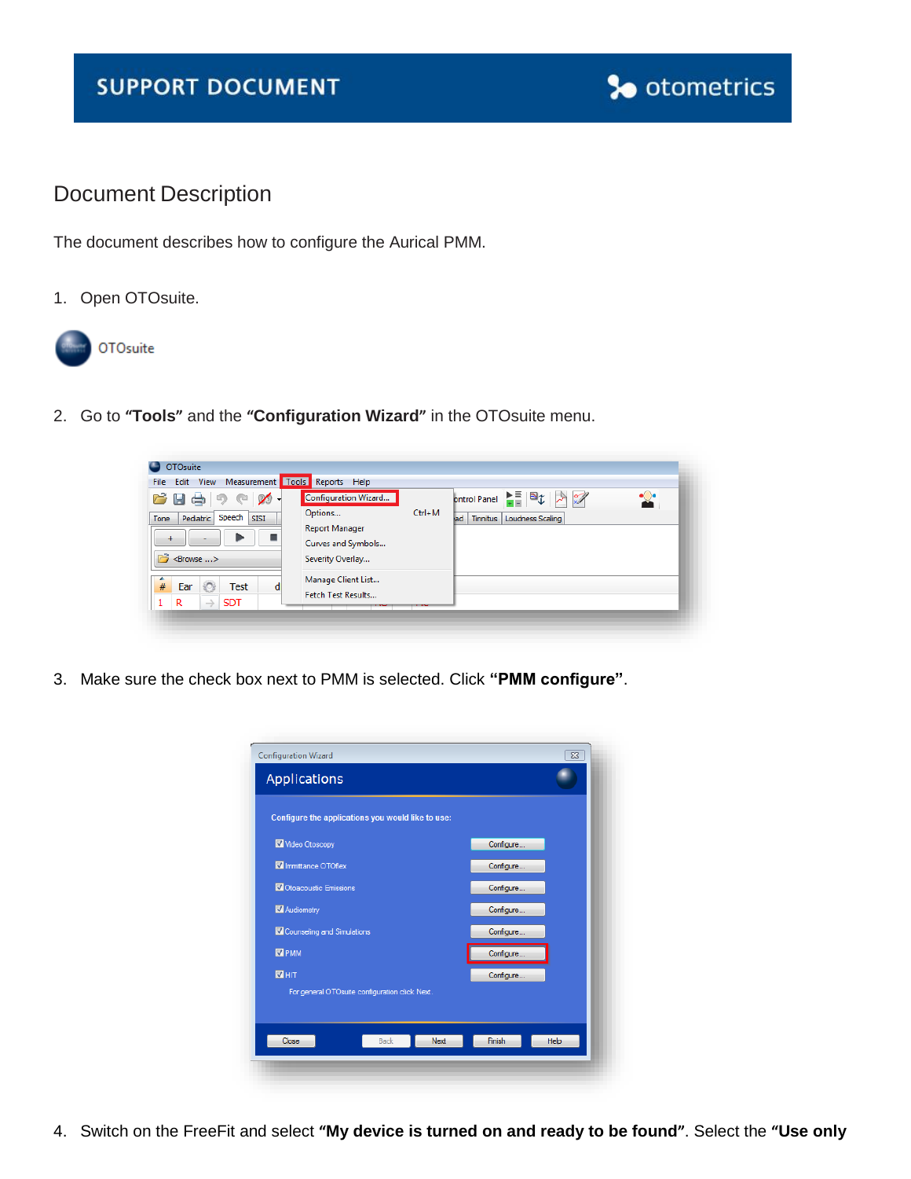SUPPORT DOCUMENT

# Document Description

The document describes how to configure the Aurical PMM.

1. Open OTOsuite.

2. Go to **"Tools"** and the **"Configuration Wizard"** in the OTOsuite menu.

3. Make sure the check box next to PMM is selected. Click **"PMM configure"**.

4. Switch on the FreeFit and select **"My device is turned on and ready to be found"**. Select the **"Use only**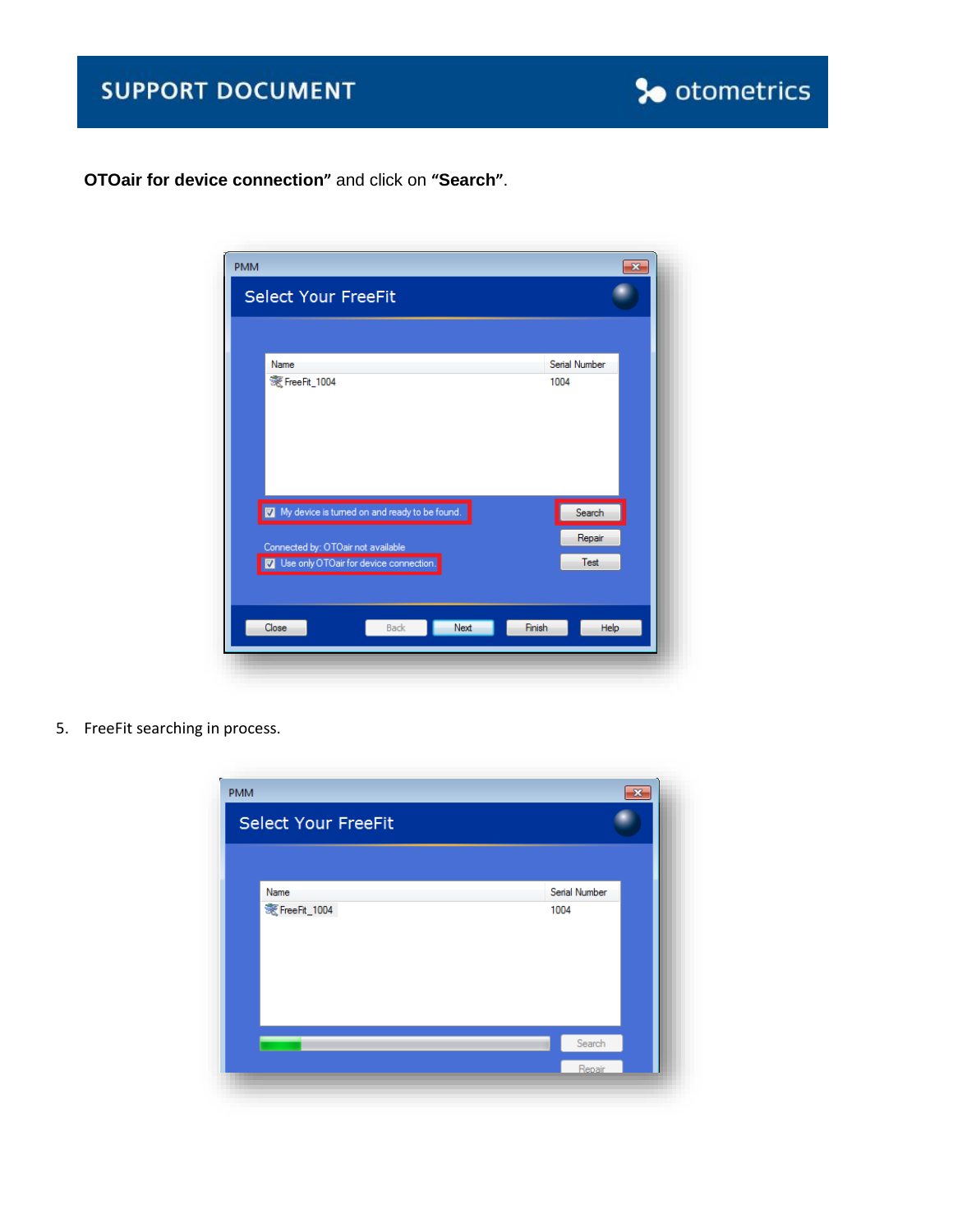**OTOair for device connection"** and click on **"Search"**.

5. FreeFit searching in process.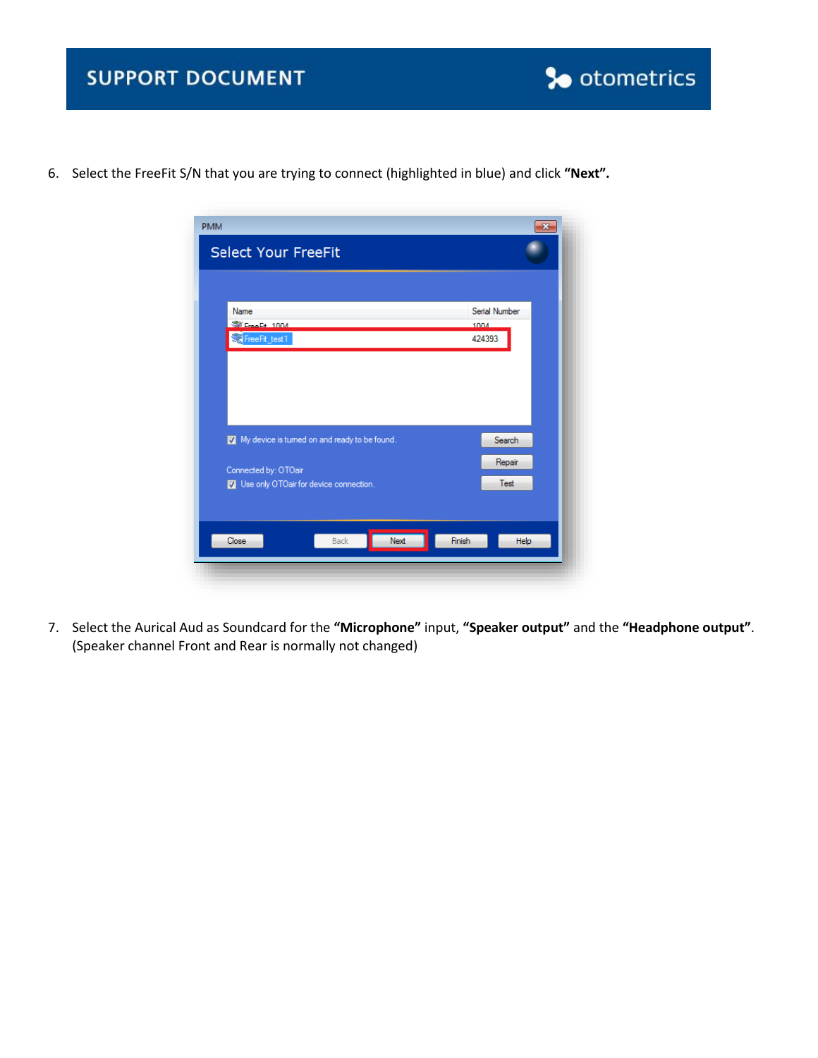6. Select the FreeFit S/N that you are trying to connect (highlighted in blue) and click **"Next".**

7. Select the Aurical Aud as Soundcard for the **"Microphone"** input, **"Speaker output"** and the **"Headphone output"**. (Speaker channel Front and Rear is normally not changed)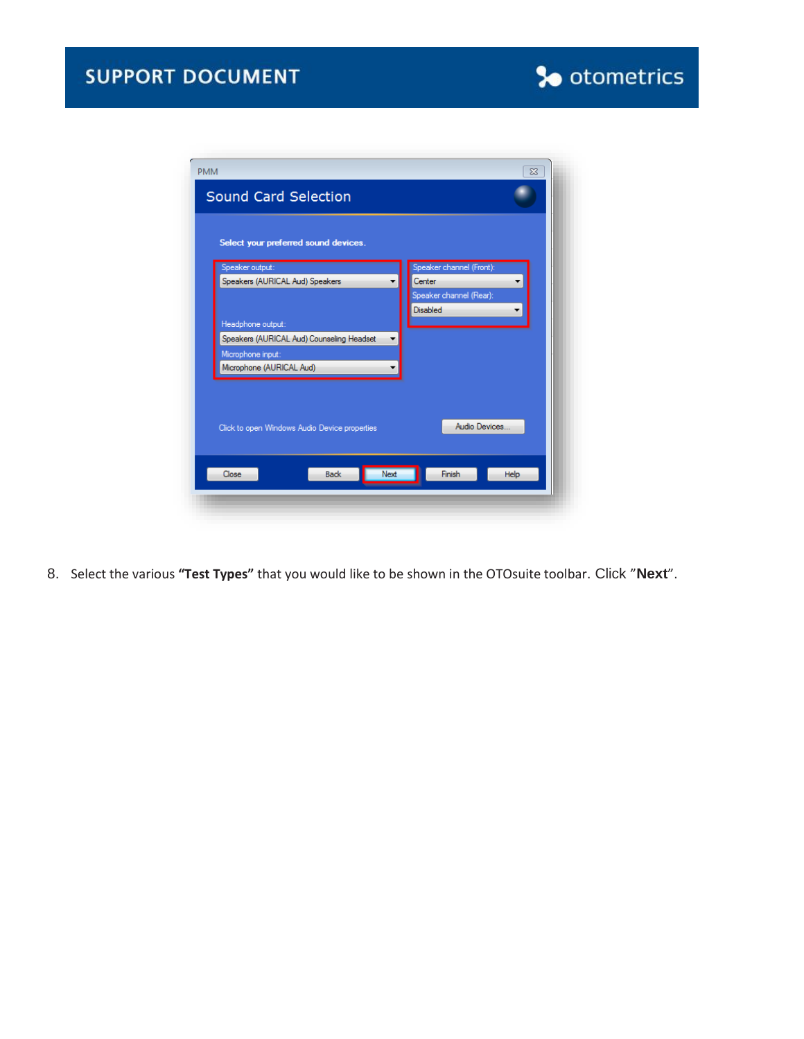8. Select the various **"Test Types"** that you would like to be shown in the OTOsuite toolbar. Click "**Next**".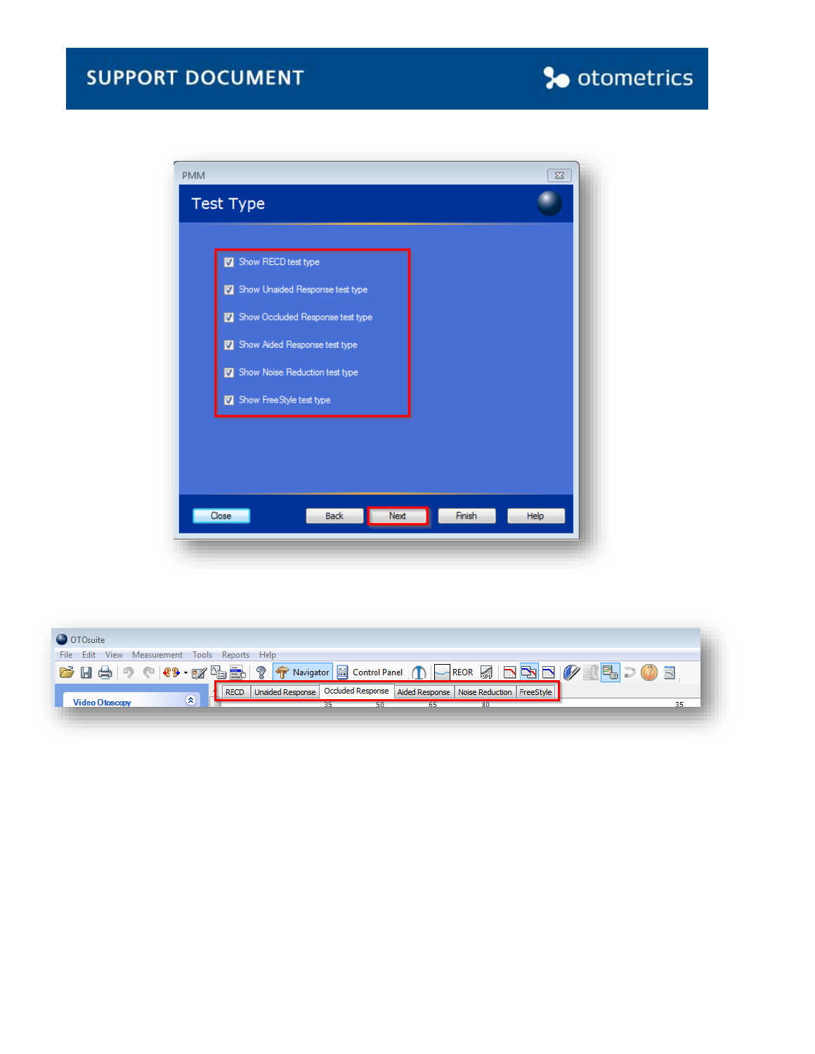PMM

**Test Type**

- [x] Show RECD test type
- [x] Show Unaided Response test type
- [x] Show Occluded Response test type
- [x] Show Aided Response test type
- [x] Show Noise Reduction test type
- [x] Show FreeStyle test type

Close | Back | Next | Finish | Help

OTOsuite

File | Edit | View | Measurement | Tools | Reports | Help

Navigator | Control Panel | REOR

Video Otoscopy

RECD | Unaided Response | Occluded Response | Aided Response | Noise Reduction | FreeStyle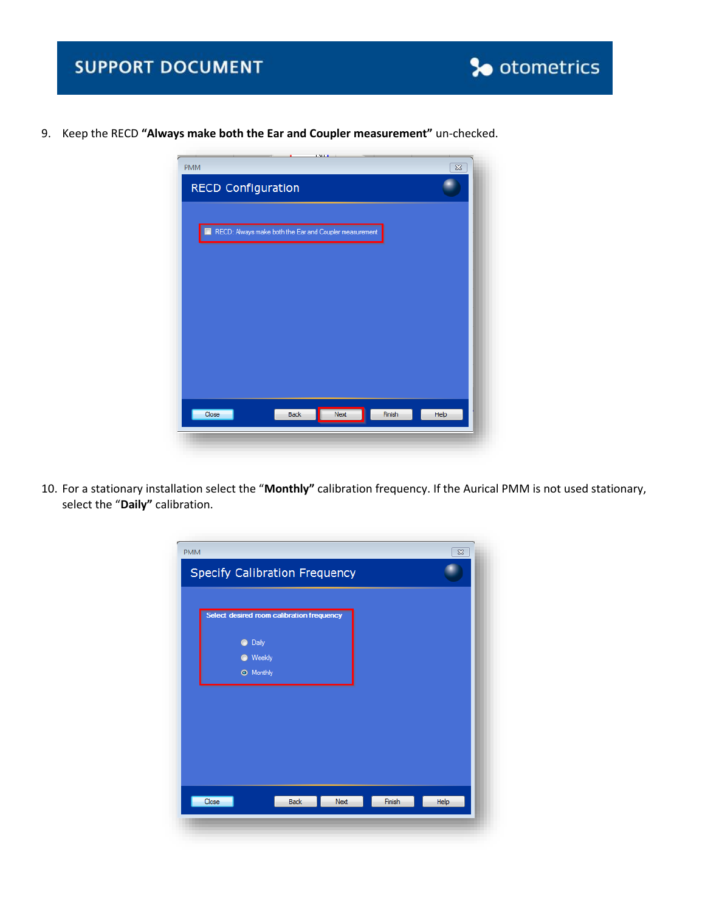9. Keep the RECD **"Always make both the Ear and Coupler measurement"** un-checked.

10. For a stationary installation select the "**Monthly"** calibration frequency. If the Aurical PMM is not used stationary, select the "**Daily"** calibration.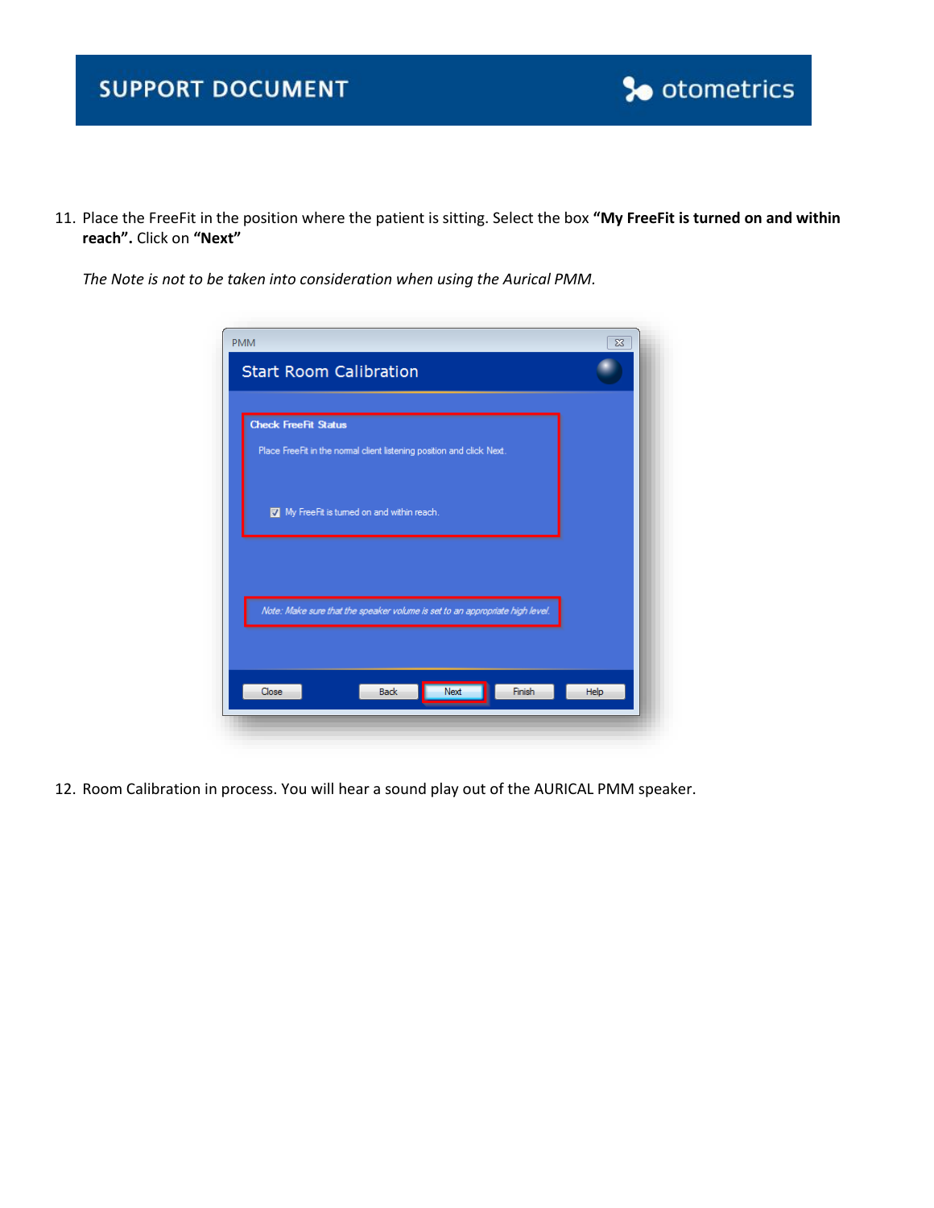11. Place the FreeFit in the position where the patient is sitting. Select the box **"My FreeFit is turned on and within reach".** Click on **"Next"**

    *The Note is not to be taken into consideration when using the Aurical PMM.*

12. Room Calibration in process. You will hear a sound play out of the AURICAL PMM speaker.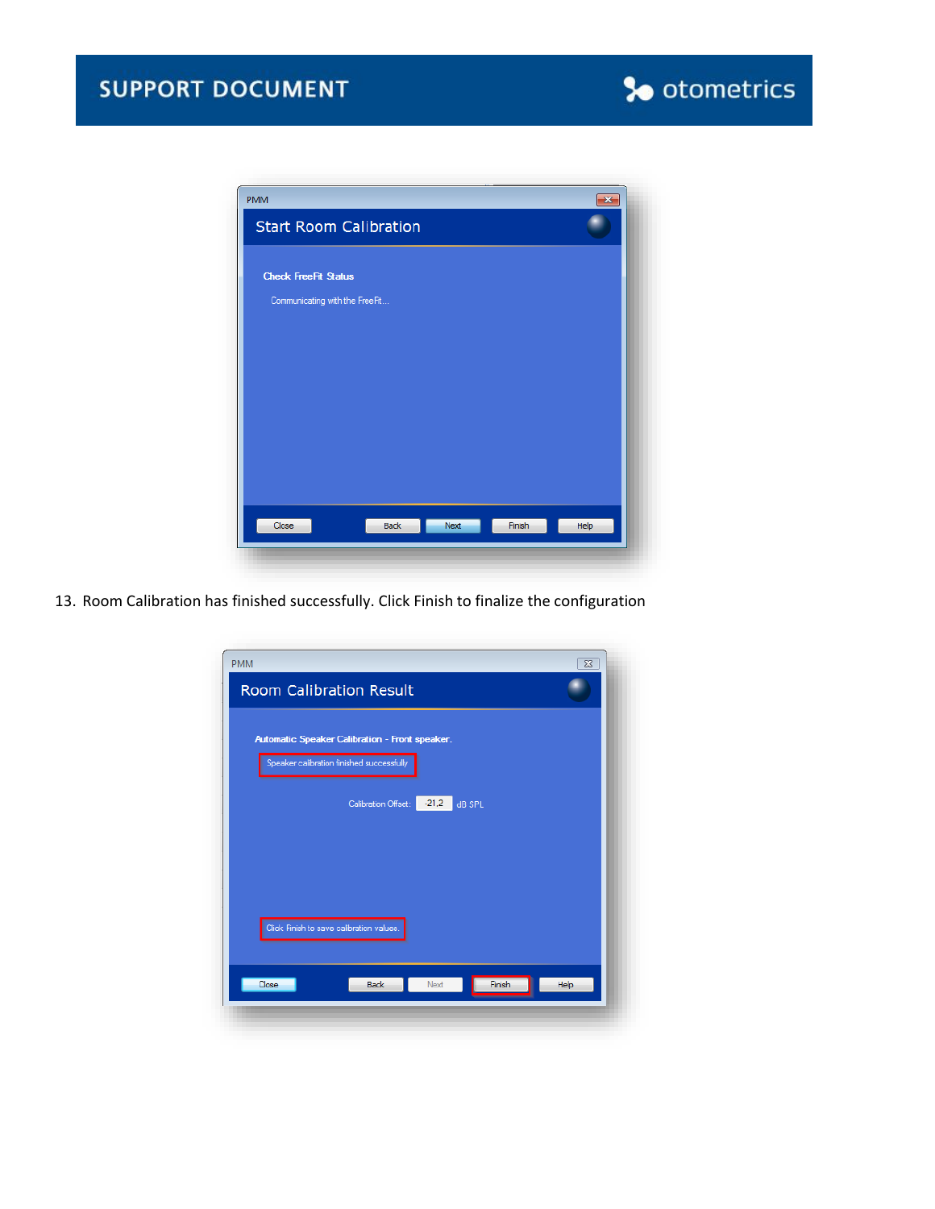13. Room Calibration has finished successfully. Click Finish to finalize the configuration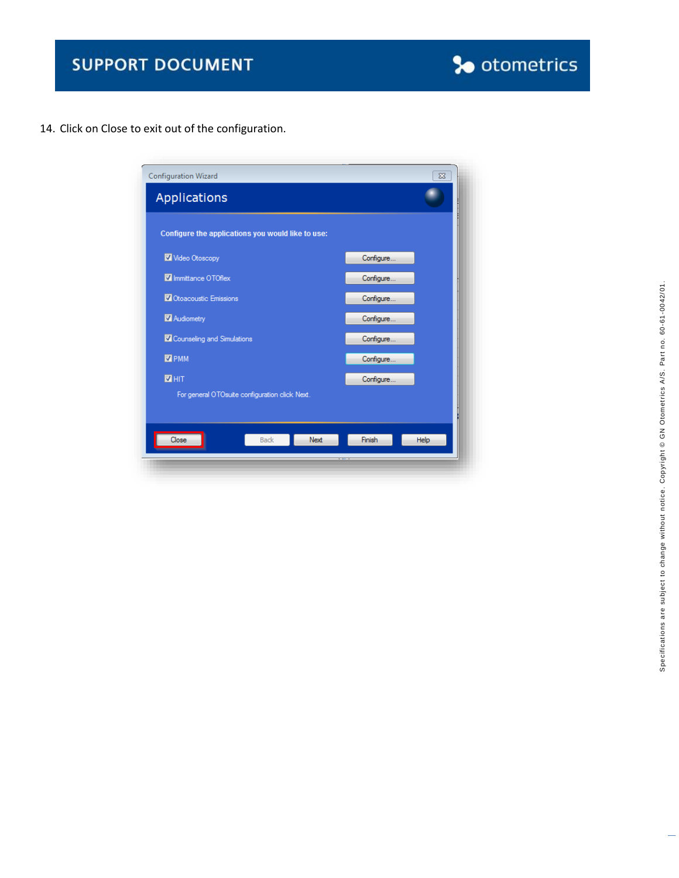14. Click on Close to exit out of the configuration.